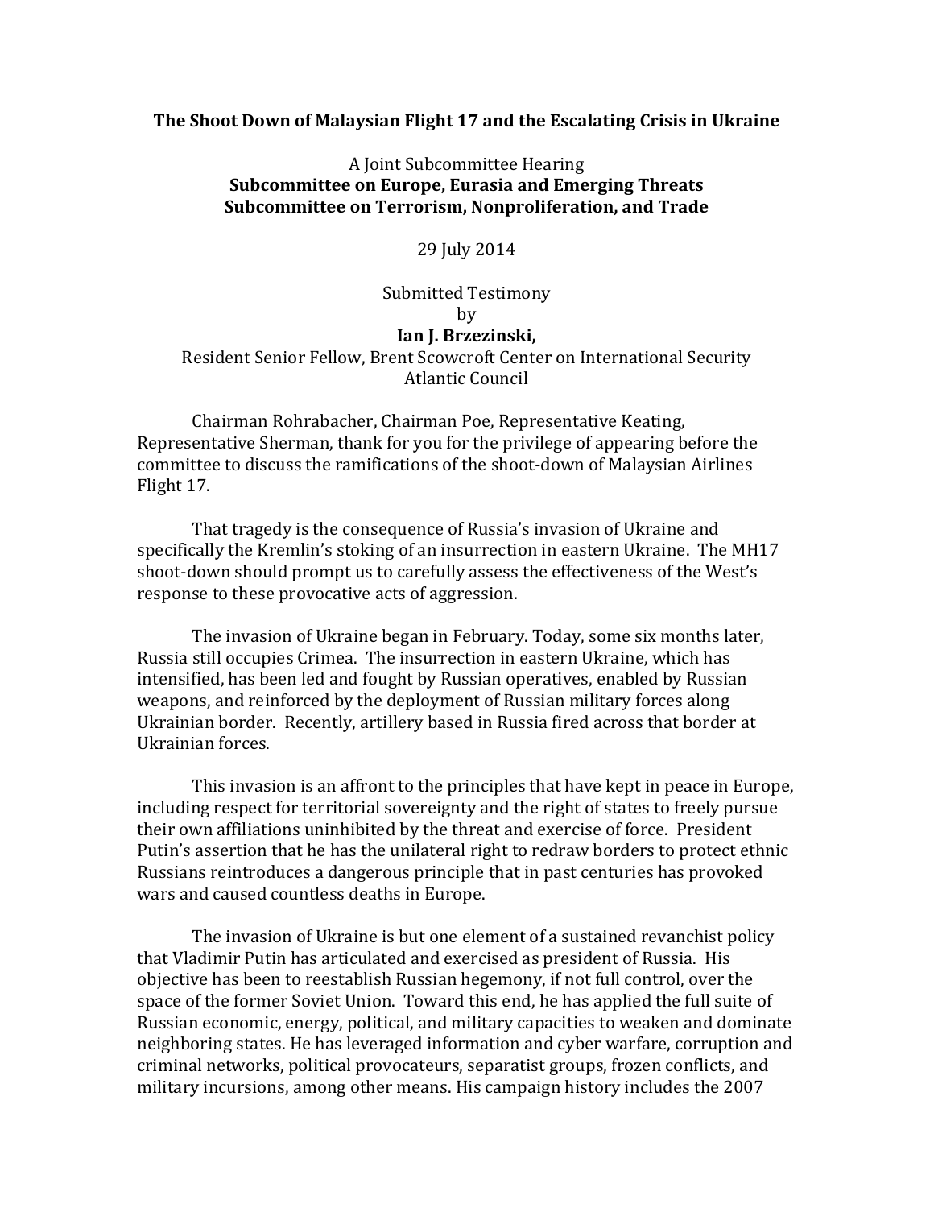# The Shoot Down of Malaysian Flight 17 and the Escalating Crisis in Ukraine

A Joint Subcommittee Hearing

**Subcommittee on Europe, Eurasia and Emerging Threats**
**Subcommittee on Terrorism, Nonproliferation, and Trade**

29 July 2014

Submitted Testimony
by
**Ian J. Brzezinski,**
Resident Senior Fellow, Brent Scowcroft Center on International Security
Atlantic Council

Chairman Rohrabacher, Chairman Poe, Representative Keating, Representative Sherman, thank for you for the privilege of appearing before the committee to discuss the ramifications of the shoot-down of Malaysian Airlines Flight 17.

That tragedy is the consequence of Russia's invasion of Ukraine and specifically the Kremlin's stoking of an insurrection in eastern Ukraine. The MH17 shoot-down should prompt us to carefully assess the effectiveness of the West's response to these provocative acts of aggression.

The invasion of Ukraine began in February. Today, some six months later, Russia still occupies Crimea. The insurrection in eastern Ukraine, which has intensified, has been led and fought by Russian operatives, enabled by Russian weapons, and reinforced by the deployment of Russian military forces along Ukrainian border. Recently, artillery based in Russia fired across that border at Ukrainian forces.

This invasion is an affront to the principles that have kept in peace in Europe, including respect for territorial sovereignty and the right of states to freely pursue their own affiliations uninhibited by the threat and exercise of force. President Putin's assertion that he has the unilateral right to redraw borders to protect ethnic Russians reintroduces a dangerous principle that in past centuries has provoked wars and caused countless deaths in Europe.

The invasion of Ukraine is but one element of a sustained revanchist policy that Vladimir Putin has articulated and exercised as president of Russia. His objective has been to reestablish Russian hegemony, if not full control, over the space of the former Soviet Union. Toward this end, he has applied the full suite of Russian economic, energy, political, and military capacities to weaken and dominate neighboring states. He has leveraged information and cyber warfare, corruption and criminal networks, political provocateurs, separatist groups, frozen conflicts, and military incursions, among other means. His campaign history includes the 2007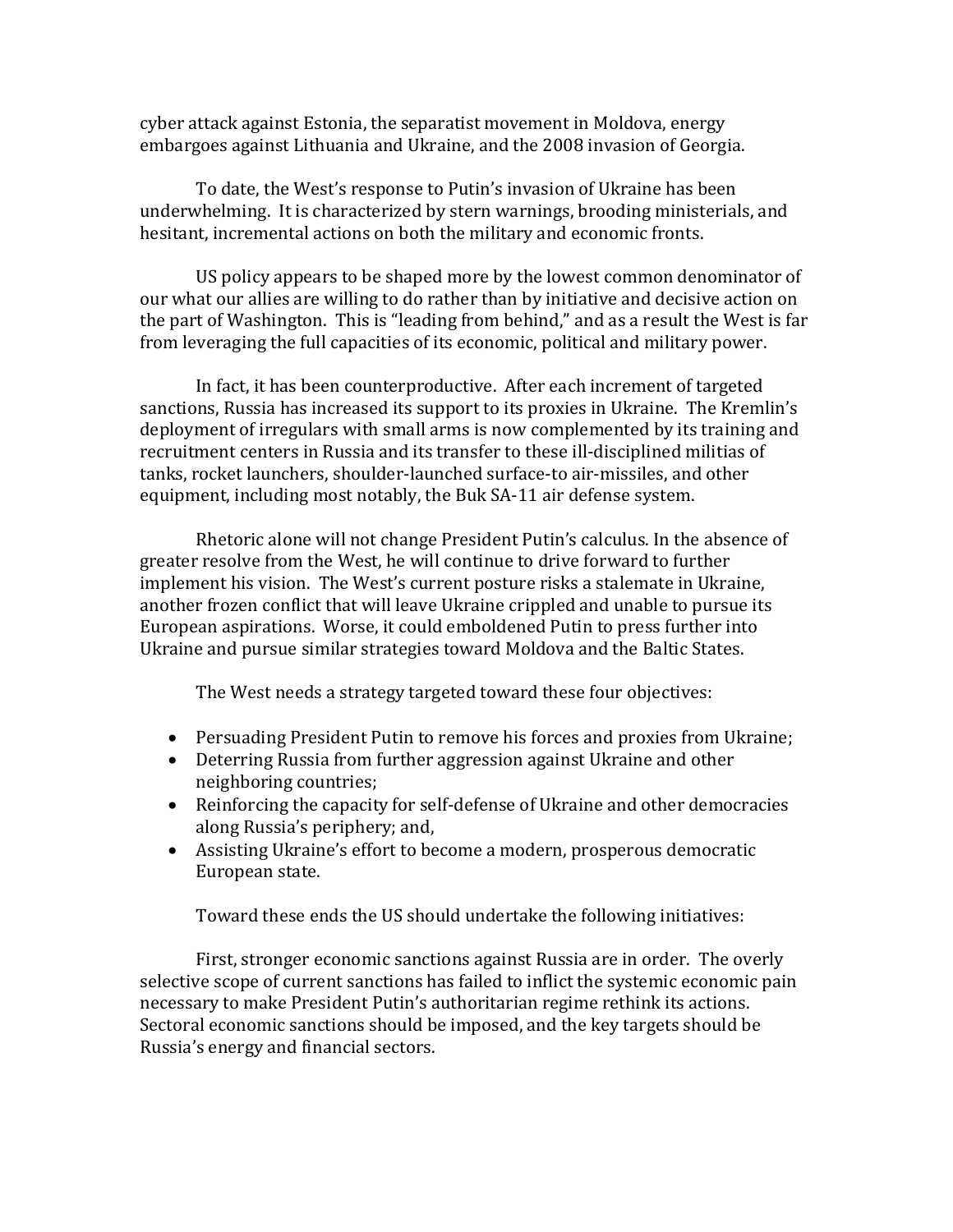cyber attack against Estonia, the separatist movement in Moldova, energy embargoes against Lithuania and Ukraine, and the 2008 invasion of Georgia.

To date, the West's response to Putin's invasion of Ukraine has been underwhelming. It is characterized by stern warnings, brooding ministerials, and hesitant, incremental actions on both the military and economic fronts.

US policy appears to be shaped more by the lowest common denominator of our what our allies are willing to do rather than by initiative and decisive action on the part of Washington. This is "leading from behind," and as a result the West is far from leveraging the full capacities of its economic, political and military power.

In fact, it has been counterproductive. After each increment of targeted sanctions, Russia has increased its support to its proxies in Ukraine. The Kremlin's deployment of irregulars with small arms is now complemented by its training and recruitment centers in Russia and its transfer to these ill-disciplined militias of tanks, rocket launchers, shoulder-launched surface-to air-missiles, and other equipment, including most notably, the Buk SA-11 air defense system.

Rhetoric alone will not change President Putin's calculus. In the absence of greater resolve from the West, he will continue to drive forward to further implement his vision. The West's current posture risks a stalemate in Ukraine, another frozen conflict that will leave Ukraine crippled and unable to pursue its European aspirations. Worse, it could emboldened Putin to press further into Ukraine and pursue similar strategies toward Moldova and the Baltic States.

The West needs a strategy targeted toward these four objectives:

- Persuading President Putin to remove his forces and proxies from Ukraine;
- Deterring Russia from further aggression against Ukraine and other neighboring countries;
- Reinforcing the capacity for self-defense of Ukraine and other democracies along Russia's periphery; and,
- Assisting Ukraine's effort to become a modern, prosperous democratic European state.

Toward these ends the US should undertake the following initiatives:

First, stronger economic sanctions against Russia are in order. The overly selective scope of current sanctions has failed to inflict the systemic economic pain necessary to make President Putin's authoritarian regime rethink its actions. Sectoral economic sanctions should be imposed, and the key targets should be Russia's energy and financial sectors.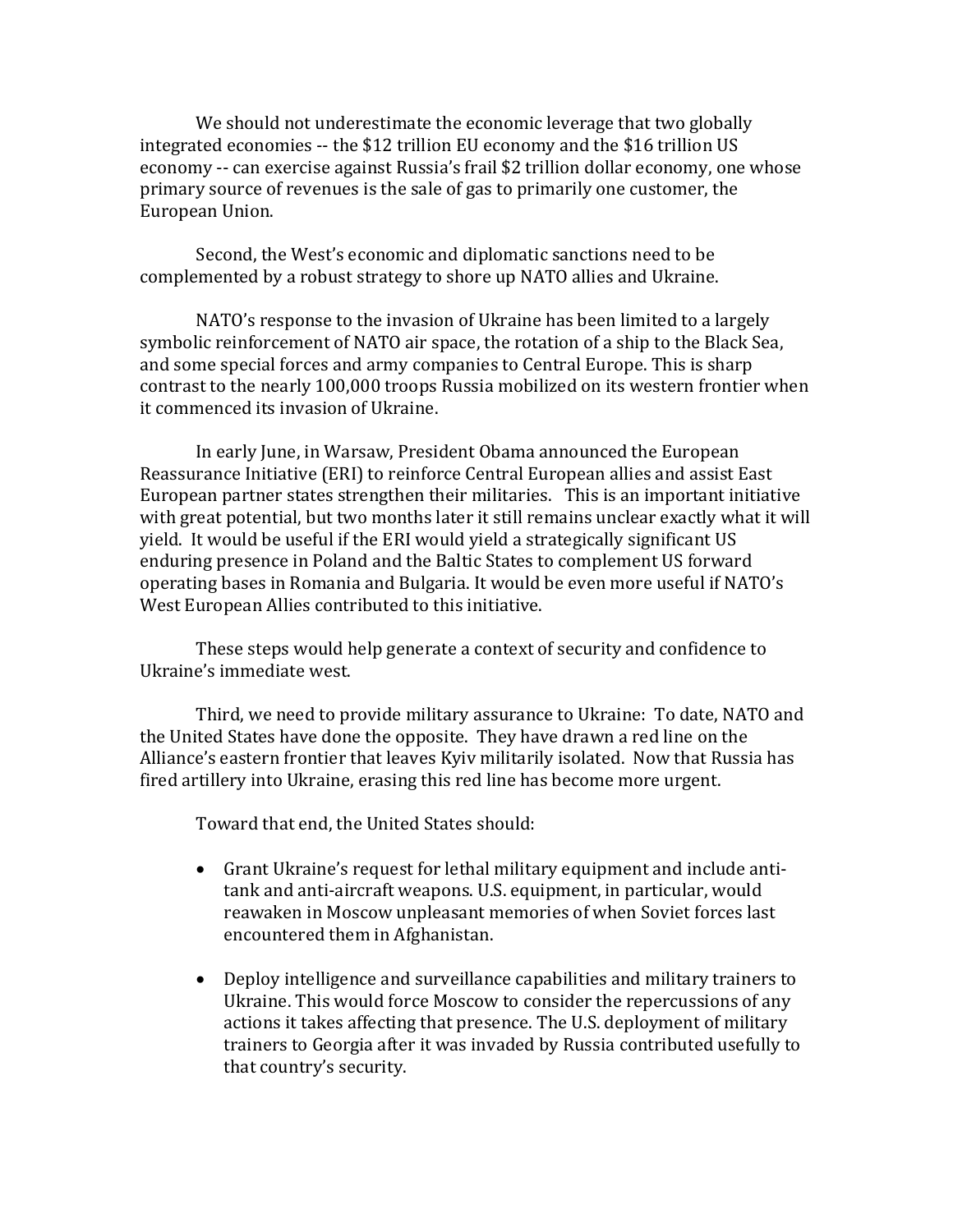We should not underestimate the economic leverage that two globally integrated economies -- the $12 trillion EU economy and the $16 trillion US economy -- can exercise against Russia's frail $2 trillion dollar economy, one whose primary source of revenues is the sale of gas to primarily one customer, the European Union.

Second, the West's economic and diplomatic sanctions need to be complemented by a robust strategy to shore up NATO allies and Ukraine.

NATO's response to the invasion of Ukraine has been limited to a largely symbolic reinforcement of NATO air space, the rotation of a ship to the Black Sea, and some special forces and army companies to Central Europe. This is sharp contrast to the nearly 100,000 troops Russia mobilized on its western frontier when it commenced its invasion of Ukraine.

In early June, in Warsaw, President Obama announced the European Reassurance Initiative (ERI) to reinforce Central European allies and assist East European partner states strengthen their militaries. This is an important initiative with great potential, but two months later it still remains unclear exactly what it will yield. It would be useful if the ERI would yield a strategically significant US enduring presence in Poland and the Baltic States to complement US forward operating bases in Romania and Bulgaria. It would be even more useful if NATO's West European Allies contributed to this initiative.

These steps would help generate a context of security and confidence to Ukraine's immediate west.

Third, we need to provide military assurance to Ukraine: To date, NATO and the United States have done the opposite. They have drawn a red line on the Alliance's eastern frontier that leaves Kyiv militarily isolated. Now that Russia has fired artillery into Ukraine, erasing this red line has become more urgent.

Toward that end, the United States should:

- Grant Ukraine's request for lethal military equipment and include anti-tank and anti-aircraft weapons. U.S. equipment, in particular, would reawaken in Moscow unpleasant memories of when Soviet forces last encountered them in Afghanistan.

- Deploy intelligence and surveillance capabilities and military trainers to Ukraine. This would force Moscow to consider the repercussions of any actions it takes affecting that presence. The U.S. deployment of military trainers to Georgia after it was invaded by Russia contributed usefully to that country's security.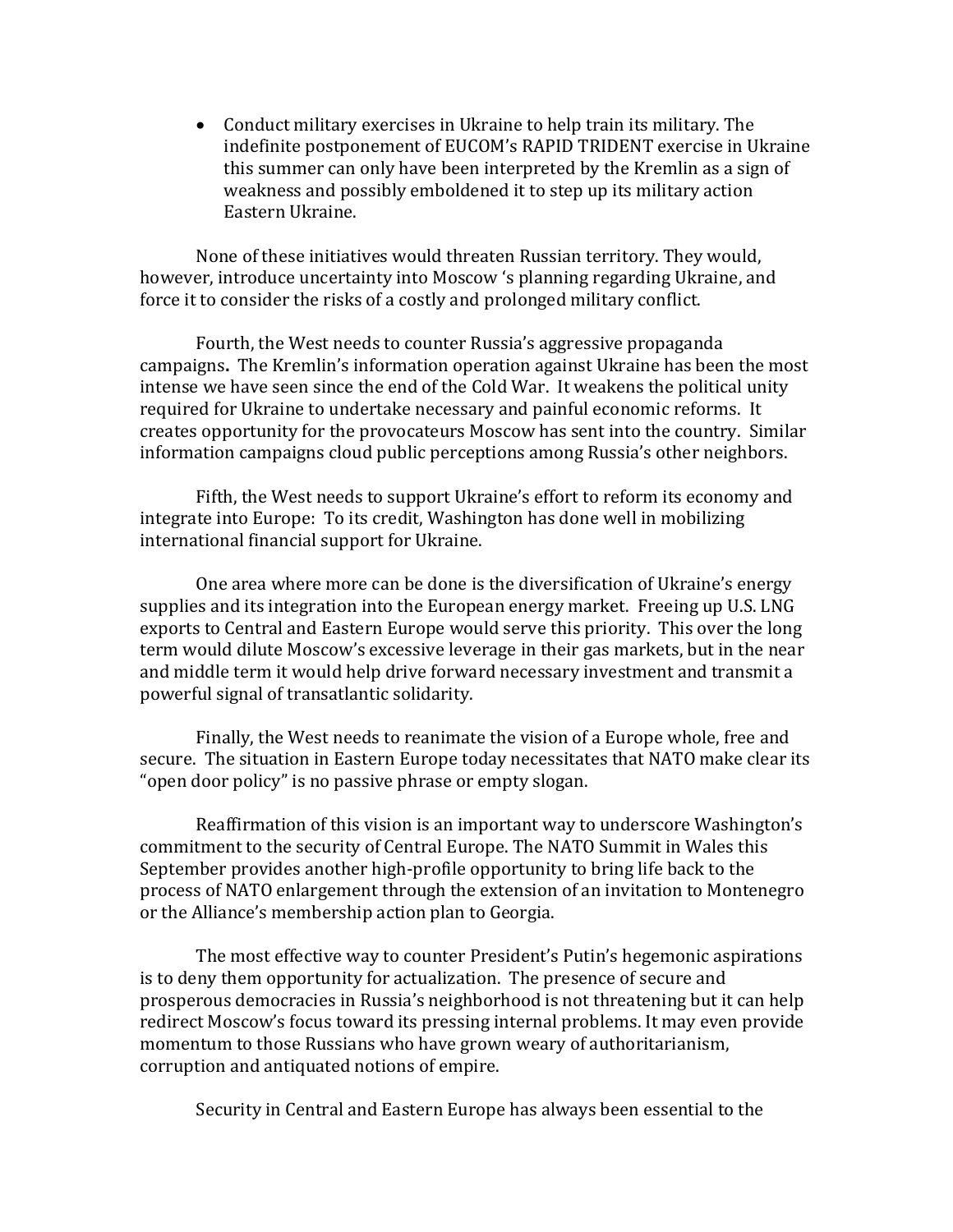- Conduct military exercises in Ukraine to help train its military. The indefinite postponement of EUCOM's RAPID TRIDENT exercise in Ukraine this summer can only have been interpreted by the Kremlin as a sign of weakness and possibly emboldened it to step up its military action Eastern Ukraine.

None of these initiatives would threaten Russian territory. They would, however, introduce uncertainty into Moscow 's planning regarding Ukraine, and force it to consider the risks of a costly and prolonged military conflict.

Fourth, the West needs to counter Russia's aggressive propaganda campaigns**.** The Kremlin's information operation against Ukraine has been the most intense we have seen since the end of the Cold War. It weakens the political unity required for Ukraine to undertake necessary and painful economic reforms. It creates opportunity for the provocateurs Moscow has sent into the country. Similar information campaigns cloud public perceptions among Russia's other neighbors.

Fifth, the West needs to support Ukraine's effort to reform its economy and integrate into Europe: To its credit, Washington has done well in mobilizing international financial support for Ukraine.

One area where more can be done is the diversification of Ukraine's energy supplies and its integration into the European energy market. Freeing up U.S. LNG exports to Central and Eastern Europe would serve this priority. This over the long term would dilute Moscow's excessive leverage in their gas markets, but in the near and middle term it would help drive forward necessary investment and transmit a powerful signal of transatlantic solidarity.

Finally, the West needs to reanimate the vision of a Europe whole, free and secure. The situation in Eastern Europe today necessitates that NATO make clear its "open door policy" is no passive phrase or empty slogan.

Reaffirmation of this vision is an important way to underscore Washington's commitment to the security of Central Europe. The NATO Summit in Wales this September provides another high-profile opportunity to bring life back to the process of NATO enlargement through the extension of an invitation to Montenegro or the Alliance's membership action plan to Georgia.

The most effective way to counter President's Putin's hegemonic aspirations is to deny them opportunity for actualization. The presence of secure and prosperous democracies in Russia's neighborhood is not threatening but it can help redirect Moscow's focus toward its pressing internal problems. It may even provide momentum to those Russians who have grown weary of authoritarianism, corruption and antiquated notions of empire.

Security in Central and Eastern Europe has always been essential to the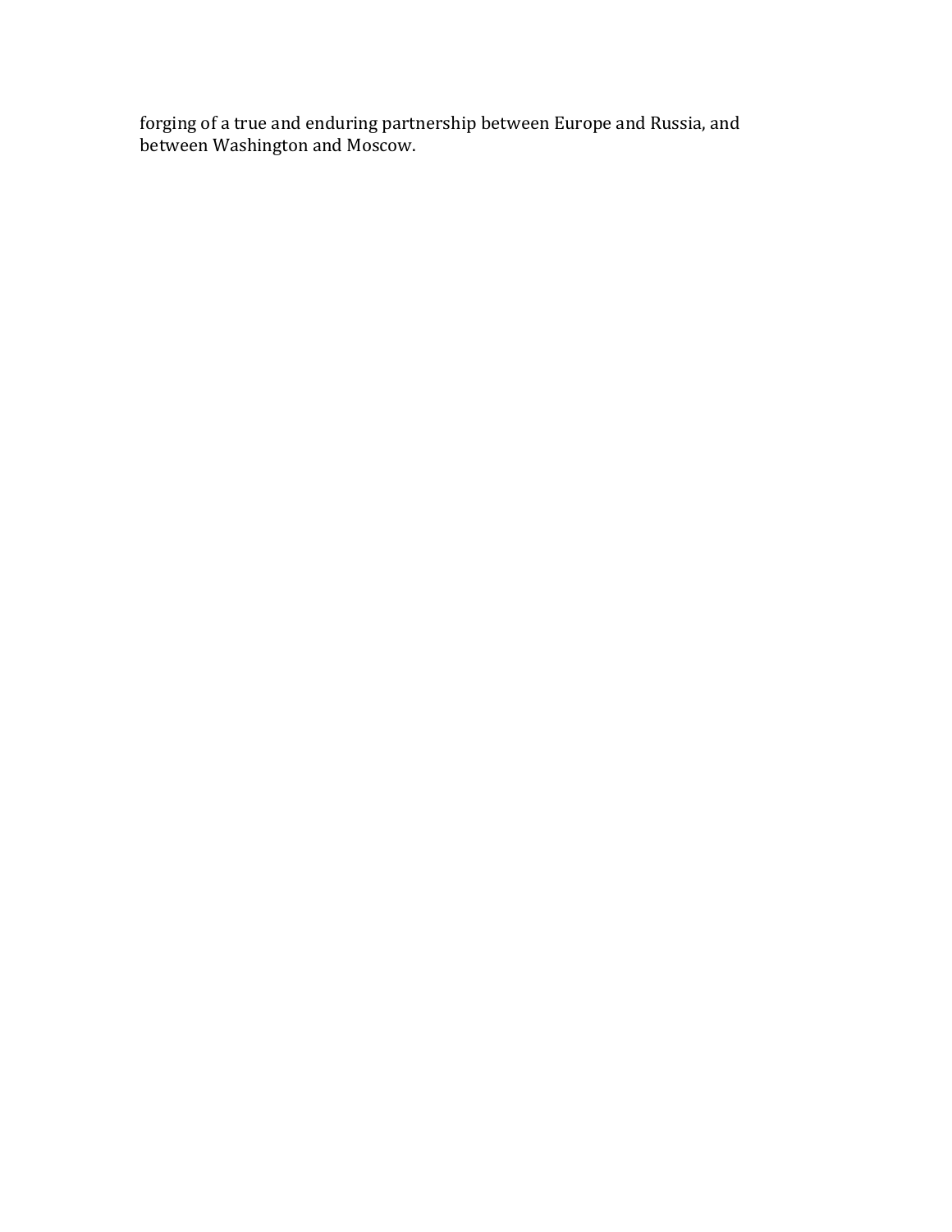forging of a true and enduring partnership between Europe and Russia, and between Washington and Moscow.